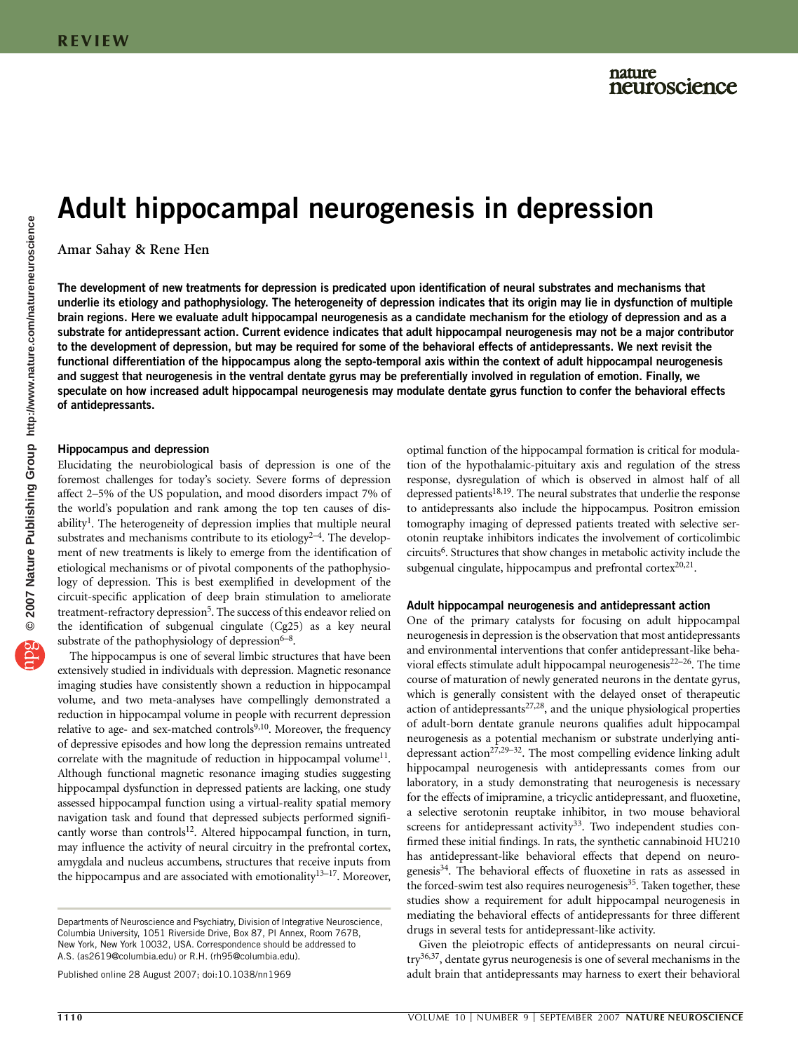# Adult hippocampal neurogenesis in depression

Amar Sahay & Rene Hen

**The development of new treatments for depression is predicated upon identification of neural substrates and mechanisms that underlie its etiology and pathophysiology. The heterogeneity of depression indicates that its origin may lie in dysfunction of multiple brain regions. Here we evaluate adult hippocampal neurogenesis as a candidate mechanism for the etiology of depression and as a substrate for antidepressant action. Current evidence indicates that adult hippocampal neurogenesis may not be a major contributor to the development of depression, but may be required for some of the behavioral effects of antidepressants. We next revisit the functional differentiation of the hippocampus along the septo-temporal axis within the context of adult hippocampal neurogenesis and suggest that neurogenesis in the ventral dentate gyrus may be preferentially involved in regulation of emotion. Finally, we speculate on how increased adult hippocampal neurogenesis may modulate dentate gyrus function to confer the behavioral effects of antidepressants.**

## Hippocampus and depression

Elucidating the neurobiological basis of depression is one of the foremost challenges for today's society. Severe forms of depression affect 2–5% of the US population, and mood disorders impact 7% of the world's population and rank among the top ten causes of disability[1]. The heterogeneity of depression implies that multiple neural substrates and mechanisms contribute to its etiology[2–4]. The development of new treatments is likely to emerge from the identification of etiological mechanisms or of pivotal components of the pathophysiology of depression. This is best exemplified in development of the circuit-specific application of deep brain stimulation to ameliorate treatment-refractory depression[5]. The success of this endeavor relied on the identification of subgenual cingulate (Cg25) as a key neural substrate of the pathophysiology of depression[6–8].

The hippocampus is one of several limbic structures that have been extensively studied in individuals with depression. Magnetic resonance imaging studies have consistently shown a reduction in hippocampal volume, and two meta-analyses have compellingly demonstrated a reduction in hippocampal volume in people with recurrent depression relative to age- and sex-matched controls[9,10]. Moreover, the frequency of depressive episodes and how long the depression remains untreated correlate with the magnitude of reduction in hippocampal volume[11]. Although functional magnetic resonance imaging studies suggesting hippocampal dysfunction in depressed patients are lacking, one study assessed hippocampal function using a virtual-reality spatial memory navigation task and found that depressed subjects performed significantly worse than controls[12]. Altered hippocampal function, in turn, may influence the activity of neural circuitry in the prefrontal cortex, amygdala and nucleus accumbens, structures that receive inputs from the hippocampus and are associated with emotionality[13–17]. Moreover, optimal function of the hippocampal formation is critical for modulation of the hypothalamic-pituitary axis and regulation of the stress response, dysregulation of which is observed in almost half of all depressed patients[18,19]. The neural substrates that underlie the response to antidepressants also include the hippocampus. Positron emission tomography imaging of depressed patients treated with selective serotonin reuptake inhibitors indicates the involvement of corticolimbic circuits[6]. Structures that show changes in metabolic activity include the subgenual cingulate, hippocampus and prefrontal cortex[20,21].

## Adult hippocampal neurogenesis and antidepressant action

One of the primary catalysts for focusing on adult hippocampal neurogenesis in depression is the observation that most antidepressants and environmental interventions that confer antidepressant-like behavioral effects stimulate adult hippocampal neurogenesis[22–26]. The time course of maturation of newly generated neurons in the dentate gyrus, which is generally consistent with the delayed onset of therapeutic action of antidepressants[27,28], and the unique physiological properties of adult-born dentate granule neurons qualifies adult hippocampal neurogenesis as a potential mechanism or substrate underlying antidepressant action[27,29–32]. The most compelling evidence linking adult hippocampal neurogenesis with antidepressants comes from our laboratory, in a study demonstrating that neurogenesis is necessary for the effects of imipramine, a tricyclic antidepressant, and fluoxetine, a selective serotonin reuptake inhibitor, in two mouse behavioral screens for antidepressant activity[33]. Two independent studies confirmed these initial findings. In rats, the synthetic cannabinoid HU210 has antidepressant-like behavioral effects that depend on neurogenesis[34]. The behavioral effects of fluoxetine in rats as assessed in the forced-swim test also requires neurogenesis[35]. Taken together, these studies show a requirement for adult hippocampal neurogenesis in mediating the behavioral effects of antidepressants for three different drugs in several tests for antidepressant-like activity.

Given the pleiotropic effects of antidepressants on neural circuitry[36,37], dentate gyrus neurogenesis is one of several mechanisms in the adult brain that antidepressants may harness to exert their behavioral

Departments of Neuroscience and Psychiatry, Division of Integrative Neuroscience, Columbia University, 1051 Riverside Drive, Box 87, PI Annex, Room 767B, New York, New York 10032, USA. Correspondence should be addressed to A.S. (as2619@columbia.edu) or R.H. (rh95@columbia.edu).

Published online 28 August 2007; doi:10.1038/nn1969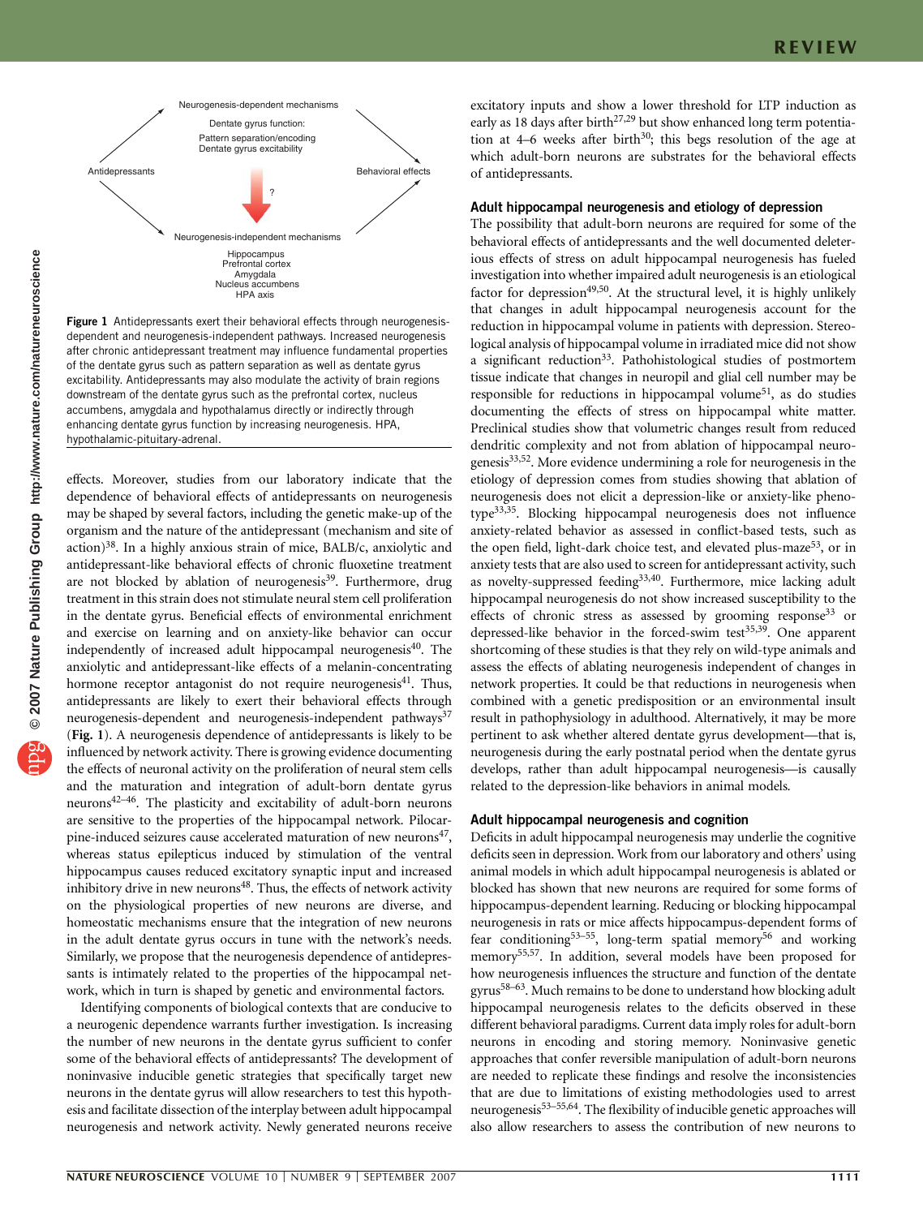Neurogenesis-dependent mechanisms

Dentate gyrus function:
Pattern separation/encoding
Dentate gyrus excitability

Antidepressants

Behavioral effects

?

Neurogenesis-independent mechanisms

Hippocampus
Prefrontal cortex
Amygdala
Nucleus accumbens
HPA axis

**Figure 1** Antidepressants exert their behavioral effects through neurogenesis-dependent and neurogenesis-independent pathways. Increased neurogenesis after chronic antidepressant treatment may influence fundamental properties of the dentate gyrus such as pattern separation as well as dentate gyrus excitability. Antidepressants may also modulate the activity of brain regions downstream of the dentate gyrus such as the prefrontal cortex, nucleus accumbens, amygdala and hypothalamus directly or indirectly through enhancing dentate gyrus function by increasing neurogenesis. HPA, hypothalamic-pituitary-adrenal.

effects. Moreover, studies from our laboratory indicate that the dependence of behavioral effects of antidepressants on neurogenesis may be shaped by several factors, including the genetic make-up of the organism and the nature of the antidepressant (mechanism and site of action)[38]. In a highly anxious strain of mice, BALB/c, anxiolytic and antidepressant-like behavioral effects of chronic fluoxetine treatment are not blocked by ablation of neurogenesis[39]. Furthermore, drug treatment in this strain does not stimulate neural stem cell proliferation in the dentate gyrus. Beneficial effects of environmental enrichment and exercise on learning and on anxiety-like behavior can occur independently of increased adult hippocampal neurogenesis[40]. The anxiolytic and antidepressant-like effects of a melanin-concentrating hormone receptor antagonist do not require neurogenesis[41]. Thus, antidepressants are likely to exert their behavioral effects through neurogenesis-dependent and neurogenesis-independent pathways[37] (**Fig. 1**). A neurogenesis dependence of antidepressants is likely to be influenced by network activity. There is growing evidence documenting the effects of neuronal activity on the proliferation of neural stem cells and the maturation and integration of adult-born dentate gyrus neurons[42–46]. The plasticity and excitability of adult-born neurons are sensitive to the properties of the hippocampal network. Pilocarpine-induced seizures cause accelerated maturation of new neurons[47], whereas status epilepticus induced by stimulation of the ventral hippocampus causes reduced excitatory synaptic input and increased inhibitory drive in new neurons[48]. Thus, the effects of network activity on the physiological properties of new neurons are diverse, and homeostatic mechanisms ensure that the integration of new neurons in the adult dentate gyrus occurs in tune with the network's needs. Similarly, we propose that the neurogenesis dependence of antidepressants is intimately related to the properties of the hippocampal network, which in turn is shaped by genetic and environmental factors.

Identifying components of biological contexts that are conducive to a neurogenic dependence warrants further investigation. Is increasing the number of new neurons in the dentate gyrus sufficient to confer some of the behavioral effects of antidepressants? The development of noninvasive inducible genetic strategies that specifically target new neurons in the dentate gyrus will allow researchers to test this hypothesis and facilitate dissection of the interplay between adult hippocampal neurogenesis and network activity. Newly generated neurons receive excitatory inputs and show a lower threshold for LTP induction as early as 18 days after birth[27,29] but show enhanced long term potentiation at 4–6 weeks after birth[30]; this begs resolution of the age at which adult-born neurons are substrates for the behavioral effects of antidepressants.

## Adult hippocampal neurogenesis and etiology of depression

The possibility that adult-born neurons are required for some of the behavioral effects of antidepressants and the well documented deleterious effects of stress on adult hippocampal neurogenesis has fueled investigation into whether impaired adult neurogenesis is an etiological factor for depression[49,50]. At the structural level, it is highly unlikely that changes in adult hippocampal neurogenesis account for the reduction in hippocampal volume in patients with depression. Stereological analysis of hippocampal volume in irradiated mice did not show a significant reduction[33]. Pathohistological studies of postmortem tissue indicate that changes in neuropil and glial cell number may be responsible for reductions in hippocampal volume[51], as do studies documenting the effects of stress on hippocampal white matter. Preclinical studies show that volumetric changes result from reduced dendritic complexity and not from ablation of hippocampal neurogenesis[33,52]. More evidence undermining a role for neurogenesis in the etiology of depression comes from studies showing that ablation of neurogenesis does not elicit a depression-like or anxiety-like phenotype[33,35]. Blocking hippocampal neurogenesis does not influence anxiety-related behavior as assessed in conflict-based tests, such as the open field, light-dark choice test, and elevated plus-maze[53], or in anxiety tests that are also used to screen for antidepressant activity, such as novelty-suppressed feeding[33,40]. Furthermore, mice lacking adult hippocampal neurogenesis do not show increased susceptibility to the effects of chronic stress as assessed by grooming response[33] or depressed-like behavior in the forced-swim test[35,39]. One apparent shortcoming of these studies is that they rely on wild-type animals and assess the effects of ablating neurogenesis independent of changes in network properties. It could be that reductions in neurogenesis when combined with a genetic predisposition or an environmental insult result in pathophysiology in adulthood. Alternatively, it may be more pertinent to ask whether altered dentate gyrus development—that is, neurogenesis during the early postnatal period when the dentate gyrus develops, rather than adult hippocampal neurogenesis—is causally related to the depression-like behaviors in animal models.

## Adult hippocampal neurogenesis and cognition

Deficits in adult hippocampal neurogenesis may underlie the cognitive deficits seen in depression. Work from our laboratory and others' using animal models in which adult hippocampal neurogenesis is ablated or blocked has shown that new neurons are required for some forms of hippocampus-dependent learning. Reducing or blocking hippocampal neurogenesis in rats or mice affects hippocampus-dependent forms of fear conditioning[53–55], long-term spatial memory[56] and working memory[55,57]. In addition, several models have been proposed for how neurogenesis influences the structure and function of the dentate gyrus[58–63]. Much remains to be done to understand how blocking adult hippocampal neurogenesis relates to the deficits observed in these different behavioral paradigms. Current data imply roles for adult-born neurons in encoding and storing memory. Noninvasive genetic approaches that confer reversible manipulation of adult-born neurons are needed to replicate these findings and resolve the inconsistencies that are due to limitations of existing methodologies used to arrest neurogenesis[53–55,64]. The flexibility of inducible genetic approaches will also allow researchers to assess the contribution of new neurons to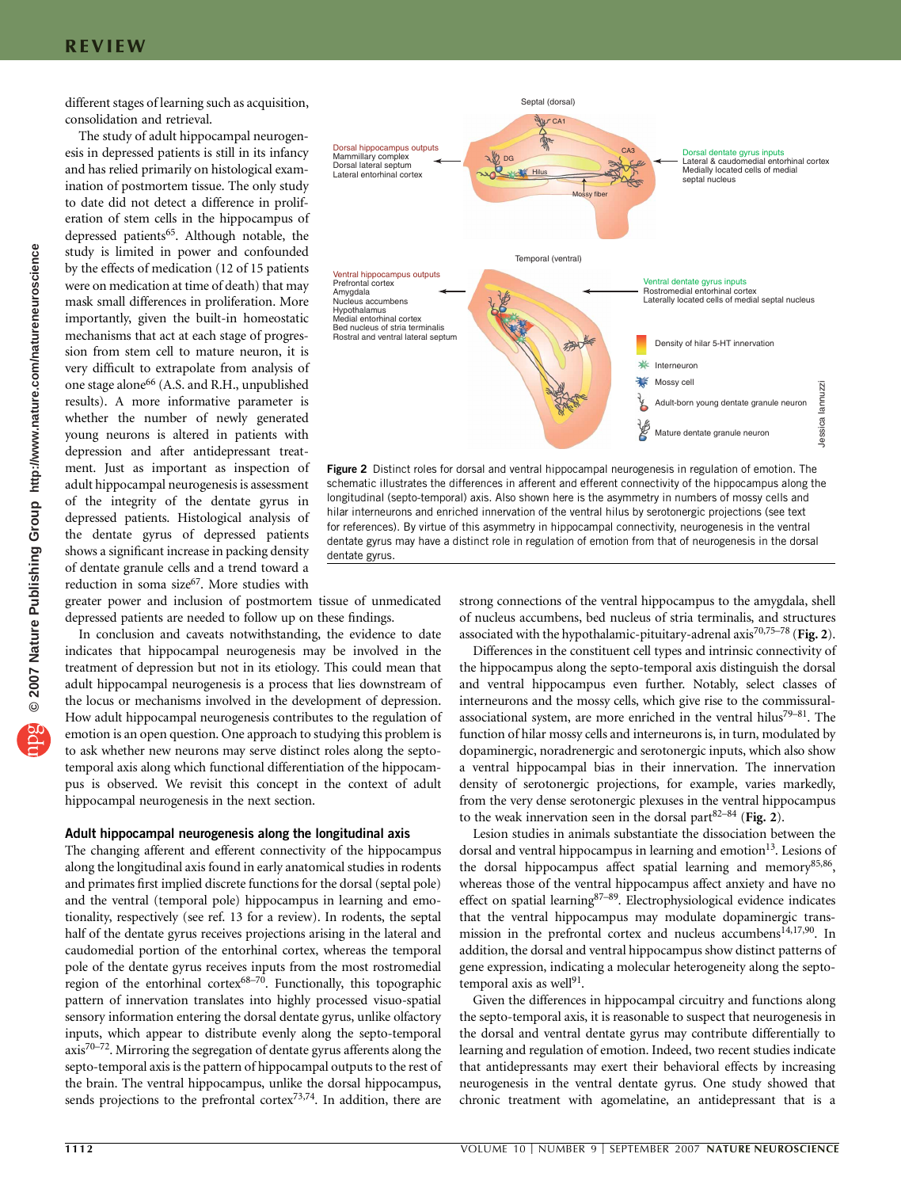different stages of learning such as acquisition, consolidation and retrieval.

The study of adult hippocampal neurogenesis in depressed patients is still in its infancy and has relied primarily on histological examination of postmortem tissue. The only study to date did not detect a difference in proliferation of stem cells in the hippocampus of depressed patients[65]. Although notable, the study is limited in power and confounded by the effects of medication (12 of 15 patients were on medication at time of death) that may mask small differences in proliferation. More importantly, given the built-in homeostatic mechanisms that act at each stage of progression from stem cell to mature neuron, it is very difficult to extrapolate from analysis of one stage alone[66] (A.S. and R.H., unpublished results). A more informative parameter is whether the number of newly generated young neurons is altered in patients with depression and after antidepressant treatment. Just as important as inspection of adult hippocampal neurogenesis is assessment of the integrity of the dentate gyrus in depressed patients. Histological analysis of the dentate gyrus of depressed patients shows a significant increase in packing density of dentate granule cells and a trend toward a reduction in soma size[67]. More studies with greater power and inclusion of postmortem tissue of unmedicated depressed patients are needed to follow up on these findings.

In conclusion and caveats notwithstanding, the evidence to date indicates that hippocampal neurogenesis may be involved in the treatment of depression but not in its etiology. This could mean that adult hippocampal neurogenesis is a process that lies downstream of the locus or mechanisms involved in the development of depression. How adult hippocampal neurogenesis contributes to the regulation of emotion is an open question. One approach to studying this problem is to ask whether new neurons may serve distinct roles along the septotemporal axis along which functional differentiation of the hippocampus is observed. We revisit this concept in the context of adult hippocampal neurogenesis in the next section.

### Adult hippocampal neurogenesis along the longitudinal axis

The changing afferent and efferent connectivity of the hippocampus along the longitudinal axis found in early anatomical studies in rodents and primates first implied discrete functions for the dorsal (septal pole) and the ventral (temporal pole) hippocampus in learning and emotionality, respectively (see ref. 13 for a review). In rodents, the septal half of the dentate gyrus receives projections arising in the lateral and caudomedial portion of the entorhinal cortex, whereas the temporal pole of the dentate gyrus receives inputs from the most rostromedial region of the entorhinal cortex[68–70]. Functionally, this topographic pattern of innervation translates into highly processed visuo-spatial sensory information entering the dorsal dentate gyrus, unlike olfactory inputs, which appear to distribute evenly along the septo-temporal axis[70–72]. Mirroring the segregation of dentate gyrus afferents along the septo-temporal axis is the pattern of hippocampal outputs to the rest of the brain. The ventral hippocampus, unlike the dorsal hippocampus, sends projections to the prefrontal cortex[73,74]. In addition, there are strong connections of the ventral hippocampus to the amygdala, shell of nucleus accumbens, bed nucleus of stria terminalis, and structures associated with the hypothalamic-pituitary-adrenal axis[70,75–78] (**Fig. 2**).

**Figure 2** Distinct roles for dorsal and ventral hippocampal neurogenesis in regulation of emotion. The schematic illustrates the differences in afferent and efferent connectivity of the hippocampus along the longitudinal (septo-temporal) axis. Also shown here is the asymmetry in numbers of mossy cells and hilar interneurons and enriched innervation of the ventral hilus by serotonergic projections (see text for references). By virtue of this asymmetry in hippocampal connectivity, neurogenesis in the ventral dentate gyrus may have a distinct role in regulation of emotion from that of neurogenesis in the dorsal dentate gyrus.

Differences in the constituent cell types and intrinsic connectivity of the hippocampus along the septo-temporal axis distinguish the dorsal and ventral hippocampus even further. Notably, select classes of interneurons and the mossy cells, which give rise to the commissural-associational system, are more enriched in the ventral hilus[79–81]. The function of hilar mossy cells and interneurons is, in turn, modulated by dopaminergic, noradrenergic and serotonergic inputs, which also show a ventral hippocampal bias in their innervation. The innervation density of serotonergic projections, for example, varies markedly, from the very dense serotonergic plexuses in the ventral hippocampus to the weak innervation seen in the dorsal part[82–84] (**Fig. 2**).

Lesion studies in animals substantiate the dissociation between the dorsal and ventral hippocampus in learning and emotion[13]. Lesions of the dorsal hippocampus affect spatial learning and memory[85,86], whereas those of the ventral hippocampus affect anxiety and have no effect on spatial learning[87–89]. Electrophysiological evidence indicates that the ventral hippocampus may modulate dopaminergic transmission in the prefrontal cortex and nucleus accumbens[14,17,90]. In addition, the dorsal and ventral hippocampus show distinct patterns of gene expression, indicating a molecular heterogeneity along the septo-temporal axis as well[91].

Given the differences in hippocampal circuitry and functions along the septo-temporal axis, it is reasonable to suspect that neurogenesis in the dorsal and ventral dentate gyrus may contribute differentially to learning and regulation of emotion. Indeed, two recent studies indicate that antidepressants may exert their behavioral effects by increasing neurogenesis in the ventral dentate gyrus. One study showed that chronic treatment with agomelatine, an antidepressant that is a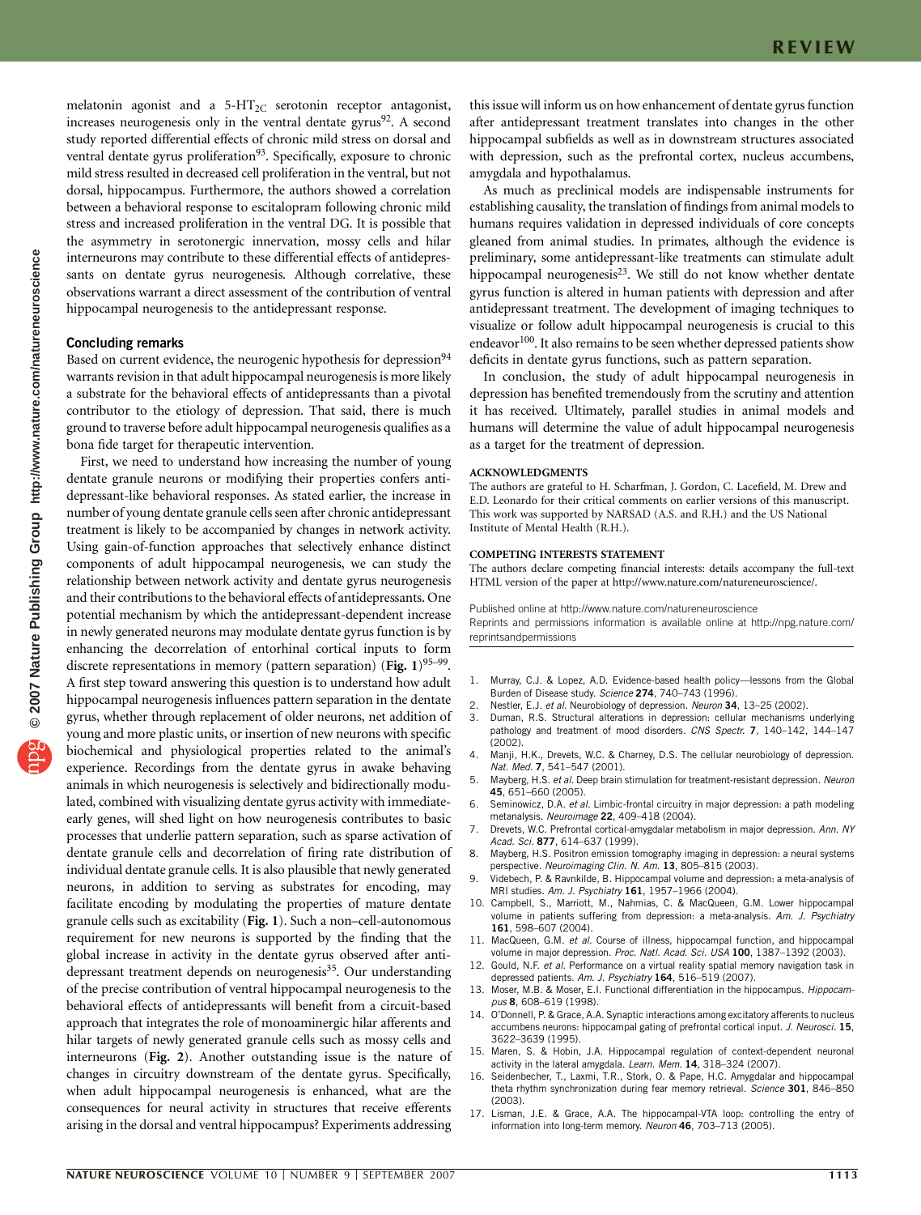melatonin agonist and a 5-$HT_{2C}$ serotonin receptor antagonist, increases neurogenesis only in the ventral dentate gyrus[92]. A second study reported differential effects of chronic mild stress on dorsal and ventral dentate gyrus proliferation[93]. Specifically, exposure to chronic mild stress resulted in decreased cell proliferation in the ventral, but not dorsal, hippocampus. Furthermore, the authors showed a correlation between a behavioral response to escitalopram following chronic mild stress and increased proliferation in the ventral DG. It is possible that the asymmetry in serotonergic innervation, mossy cells and hilar interneurons may contribute to these differential effects of antidepressants on dentate gyrus neurogenesis. Although correlative, these observations warrant a direct assessment of the contribution of ventral hippocampal neurogenesis to the antidepressant response.

## Concluding remarks

Based on current evidence, the neurogenic hypothesis for depression[94] warrants revision in that adult hippocampal neurogenesis is more likely a substrate for the behavioral effects of antidepressants than a pivotal contributor to the etiology of depression. That said, there is much ground to traverse before adult hippocampal neurogenesis qualifies as a bona fide target for therapeutic intervention.

First, we need to understand how increasing the number of young dentate granule neurons or modifying their properties confers antidepressant-like behavioral responses. As stated earlier, the increase in number of young dentate granule cells seen after chronic antidepressant treatment is likely to be accompanied by changes in network activity. Using gain-of-function approaches that selectively enhance distinct components of adult hippocampal neurogenesis, we can study the relationship between network activity and dentate gyrus neurogenesis and their contributions to the behavioral effects of antidepressants. One potential mechanism by which the antidepressant-dependent increase in newly generated neurons may modulate dentate gyrus function is by enhancing the decorrelation of entorhinal cortical inputs to form discrete representations in memory (pattern separation) (**Fig. 1**)[95–99]. A first step toward answering this question is to understand how adult hippocampal neurogenesis influences pattern separation in the dentate gyrus, whether through replacement of older neurons, net addition of young and more plastic units, or insertion of new neurons with specific biochemical and physiological properties related to the animal's experience. Recordings from the dentate gyrus in awake behaving animals in which neurogenesis is selectively and bidirectionally modulated, combined with visualizing dentate gyrus activity with immediate-early genes, will shed light on how neurogenesis contributes to basic processes that underlie pattern separation, such as sparse activation of dentate granule cells and decorrelation of firing rate distribution of individual dentate granule cells. It is also plausible that newly generated neurons, in addition to serving as substrates for encoding, may facilitate encoding by modulating the properties of mature dentate granule cells such as excitability (**Fig. 1**). Such a non–cell-autonomous requirement for new neurons is supported by the finding that the global increase in activity in the dentate gyrus observed after antidepressant treatment depends on neurogenesis[35]. Our understanding of the precise contribution of ventral hippocampal neurogenesis to the behavioral effects of antidepressants will benefit from a circuit-based approach that integrates the role of monoaminergic hilar afferents and hilar targets of newly generated granule cells such as mossy cells and interneurons (**Fig. 2**). Another outstanding issue is the nature of changes in circuitry downstream of the dentate gyrus. Specifically, when adult hippocampal neurogenesis is enhanced, what are the consequences for neural activity in structures that receive efferents arising in the dorsal and ventral hippocampus? Experiments addressing this issue will inform us on how enhancement of dentate gyrus function after antidepressant treatment translates into changes in the other hippocampal subfields as well as in downstream structures associated with depression, such as the prefrontal cortex, nucleus accumbens, amygdala and hypothalamus.

As much as preclinical models are indispensable instruments for establishing causality, the translation of findings from animal models to humans requires validation in depressed individuals of core concepts gleaned from animal studies. In primates, although the evidence is preliminary, some antidepressant-like treatments can stimulate adult hippocampal neurogenesis[23]. We still do not know whether dentate gyrus function is altered in human patients with depression and after antidepressant treatment. The development of imaging techniques to visualize or follow adult hippocampal neurogenesis is crucial to this endeavor[100]. It also remains to be seen whether depressed patients show deficits in dentate gyrus functions, such as pattern separation.

In conclusion, the study of adult hippocampal neurogenesis in depression has benefited tremendously from the scrutiny and attention it has received. Ultimately, parallel studies in animal models and humans will determine the value of adult hippocampal neurogenesis as a target for the treatment of depression.

### ACKNOWLEDGMENTS

The authors are grateful to H. Scharfman, J. Gordon, C. Lacefield, M. Drew and E.D. Leonardo for their critical comments on earlier versions of this manuscript. This work was supported by NARSAD (A.S. and R.H.) and the US National Institute of Mental Health (R.H.).

### COMPETING INTERESTS STATEMENT

The authors declare competing financial interests: details accompany the full-text HTML version of the paper at http://www.nature.com/natureneuroscience/.

Published online at http://www.nature.com/natureneuroscience
Reprints and permissions information is available online at http://npg.nature.com/reprintsandpermissions

1. Murray, C.J. & Lopez, A.D. Evidence-based health policy—lessons from the Global Burden of Disease study. *Science* **274**, 740–743 (1996).
2. Nestler, E.J. *et al.* Neurobiology of depression. *Neuron* **34**, 13–25 (2002).
3. Duman, R.S. Structural alterations in depression: cellular mechanisms underlying pathology and treatment of mood disorders. *CNS Spectr.* **7**, 140–142, 144–147 (2002).
4. Manji, H.K., Drevets, W.C. & Charney, D.S. The cellular neurobiology of depression. *Nat. Med.* **7**, 541–547 (2001).
5. Mayberg, H.S. *et al.* Deep brain stimulation for treatment-resistant depression. *Neuron* **45**, 651–660 (2005).
6. Seminowicz, D.A. *et al.* Limbic-frontal circuitry in major depression: a path modeling metanalysis. *Neuroimage* **22**, 409–418 (2004).
7. Drevets, W.C. Prefrontal cortical-amygdalar metabolism in major depression. *Ann. NY Acad. Sci.* **877**, 614–637 (1999).
8. Mayberg, H.S. Positron emission tomography imaging in depression: a neural systems perspective. *Neuroimaging Clin. N. Am.* **13**, 805–815 (2003).
9. Videbech, P. & Ravnkilde, B. Hippocampal volume and depression: a meta-analysis of MRI studies. *Am. J. Psychiatry* **161**, 1957–1966 (2004).
10. Campbell, S., Marriott, M., Nahmias, C. & MacQueen, G.M. Lower hippocampal volume in patients suffering from depression: a meta-analysis. *Am. J. Psychiatry* **161**, 598–607 (2004).
11. MacQueen, G.M. *et al.* Course of illness, hippocampal function, and hippocampal volume in major depression. *Proc. Natl. Acad. Sci. USA* **100**, 1387–1392 (2003).
12. Gould, N.F. *et al.* Performance on a virtual reality spatial memory navigation task in depressed patients. *Am. J. Psychiatry* **164**, 516–519 (2007).
13. Moser, M.B. & Moser, E.I. Functional differentiation in the hippocampus. *Hippocampus* **8**, 608–619 (1998).
14. O'Donnell, P. & Grace, A.A. Synaptic interactions among excitatory afferents to nucleus accumbens neurons: hippocampal gating of prefrontal cortical input. *J. Neurosci.* **15**, 3622–3639 (1995).
15. Maren, S. & Hobin, J.A. Hippocampal regulation of context-dependent neuronal activity in the lateral amygdala. *Learn. Mem.* **14**, 318–324 (2007).
16. Seidenbecher, T., Laxmi, T.R., Stork, O. & Pape, H.C. Amygdalar and hippocampal theta rhythm synchronization during fear memory retrieval. *Science* **301**, 846–850 (2003).
17. Lisman, J.E. & Grace, A.A. The hippocampal-VTA loop: controlling the entry of information into long-term memory. *Neuron* **46**, 703–713 (2005).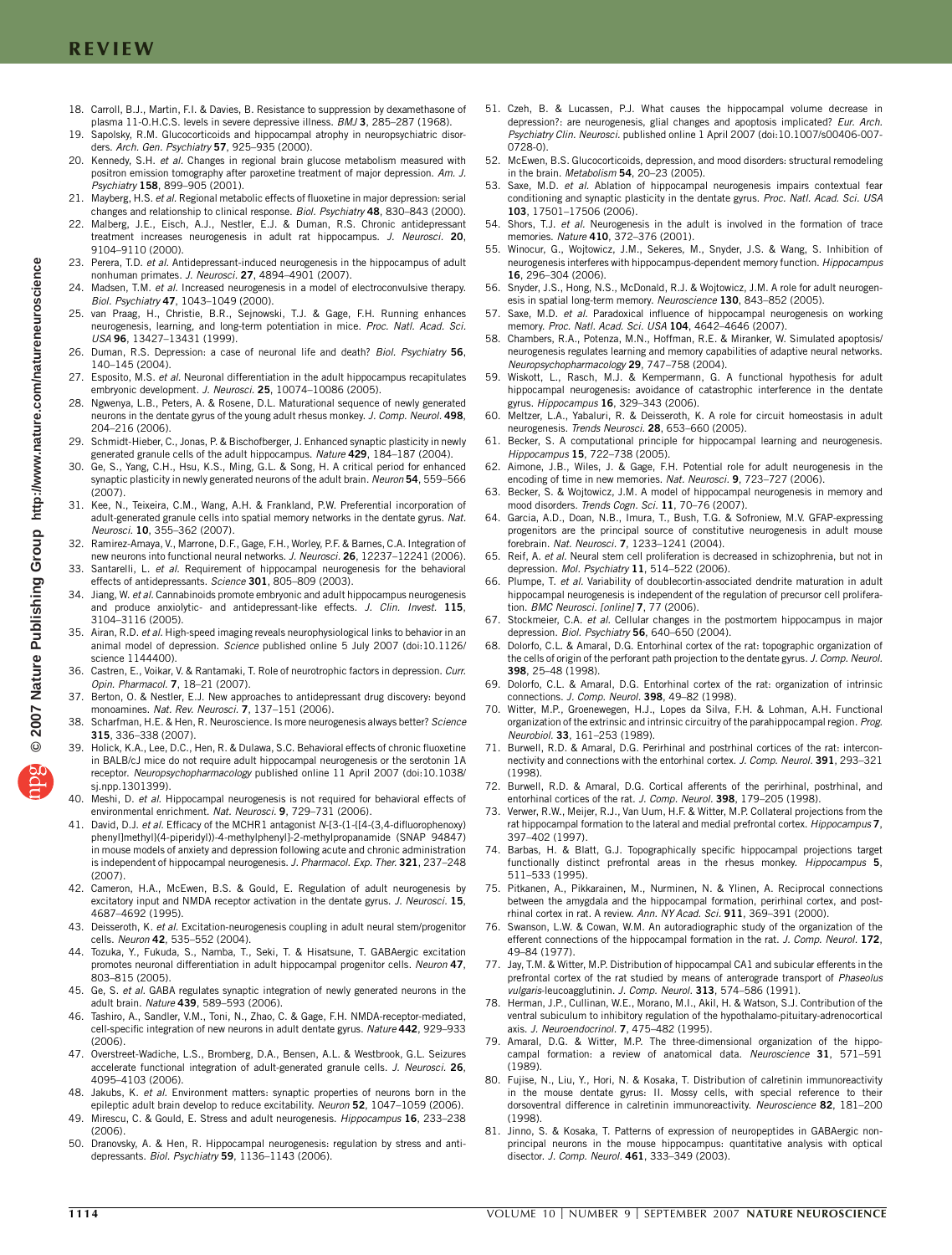18. Carroll, B.J., Martin, F.I. & Davies, B. Resistance to suppression by dexamethasone of plasma 11-O.H.C.S. levels in severe depressive illness. *BMJ* **3**, 285–287 (1968).
19. Sapolsky, R.M. Glucocorticoids and hippocampal atrophy in neuropsychiatric disorders. *Arch. Gen. Psychiatry* **57**, 925–935 (2000).
20. Kennedy, S.H. *et al.* Changes in regional brain glucose metabolism measured with positron emission tomography after paroxetine treatment of major depression. *Am. J. Psychiatry* **158**, 899–905 (2001).
21. Mayberg, H.S. *et al.* Regional metabolic effects of fluoxetine in major depression: serial changes and relationship to clinical response. *Biol. Psychiatry* **48**, 830–843 (2000).
22. Malberg, J.E., Eisch, A.J., Nestler, E.J. & Duman, R.S. Chronic antidepressant treatment increases neurogenesis in adult rat hippocampus. *J. Neurosci.* **20**, 9104–9110 (2000).
23. Perera, T.D. *et al.* Antidepressant-induced neurogenesis in the hippocampus of adult nonhuman primates. *J. Neurosci.* **27**, 4894–4901 (2007).
24. Madsen, T.M. *et al.* Increased neurogenesis in a model of electroconvulsive therapy. *Biol. Psychiatry* **47**, 1043–1049 (2000).
25. van Praag, H., Christie, B.R., Sejnowski, T.J. & Gage, F.H. Running enhances neurogenesis, learning, and long-term potentiation in mice. *Proc. Natl. Acad. Sci. USA* **96**, 13427–13431 (1999).
26. Duman, R.S. Depression: a case of neuronal life and death? *Biol. Psychiatry* **56**, 140–145 (2004).
27. Esposito, M.S. *et al.* Neuronal differentiation in the adult hippocampus recapitulates embryonic development. *J. Neurosci.* **25**, 10074–10086 (2005).
28. Ngwenya, L.B., Peters, A. & Rosene, D.L. Maturational sequence of newly generated neurons in the dentate gyrus of the young adult rhesus monkey. *J. Comp. Neurol.* **498**, 204–216 (2006).
29. Schmidt-Hieber, C., Jonas, P. & Bischofberger, J. Enhanced synaptic plasticity in newly generated granule cells of the adult hippocampus. *Nature* **429**, 184–187 (2004).
30. Ge, S., Yang, C.H., Hsu, K.S., Ming, G.L. & Song, H. A critical period for enhanced synaptic plasticity in newly generated neurons of the adult brain. *Neuron* **54**, 559–566 (2007).
31. Kee, N., Teixeira, C.M., Wang, A.H. & Frankland, P.W. Preferential incorporation of adult-generated granule cells into spatial memory networks in the dentate gyrus. *Nat. Neurosci.* **10**, 355–362 (2007).
32. Ramirez-Amaya, V., Marrone, D.F., Gage, F.H., Worley, P.F. & Barnes, C.A. Integration of new neurons into functional neural networks. *J. Neurosci.* **26**, 12237–12241 (2006).
33. Santarelli, L. *et al.* Requirement of hippocampal neurogenesis for the behavioral effects of antidepressants. *Science* **301**, 805–809 (2003).
34. Jiang, W. *et al.* Cannabinoids promote embryonic and adult hippocampus neurogenesis and produce anxiolytic- and antidepressant-like effects. *J. Clin. Invest.* **115**, 3104–3116 (2005).
35. Airan, R.D. *et al.* High-speed imaging reveals neurophysiological links to behavior in an animal model of depression. *Science* published online 5 July 2007 (doi:10.1126/science 1144400).
36. Castren, E., Voikar, V. & Rantamaki, T. Role of neurotrophic factors in depression. *Curr. Opin. Pharmacol.* **7**, 18–21 (2007).
37. Berton, O. & Nestler, E.J. New approaches to antidepressant drug discovery: beyond monoamines. *Nat. Rev. Neurosci.* **7**, 137–151 (2006).
38. Scharfman, H.E. & Hen, R. Neuroscience. Is more neurogenesis always better? *Science* **315**, 336–338 (2007).
39. Holick, K.A., Lee, D.C., Hen, R. & Dulawa, S.C. Behavioral effects of chronic fluoxetine in BALB/cJ mice do not require adult hippocampal neurogenesis or the serotonin 1A receptor. *Neuropsychopharmacology* published online 11 April 2007 (doi:10.1038/sj.npp.1301399).
40. Meshi, D. *et al.* Hippocampal neurogenesis is not required for behavioral effects of environmental enrichment. *Nat. Neurosci.* **9**, 729–731 (2006).
41. David, D.J. *et al.* Efficacy of the MCHR1 antagonist *N*-[3-(1-{[4-(3,4-difluorophenoxy) phenyl]methyl}(4-piperidyl))-4-methylphenyl]-2-methylpropanamide (SNAP 94847) in mouse models of anxiety and depression following acute and chronic administration is independent of hippocampal neurogenesis. *J. Pharmacol. Exp. Ther.* **321**, 237–248 (2007).
42. Cameron, H.A., McEwen, B.S. & Gould, E. Regulation of adult neurogenesis by excitatory input and NMDA receptor activation in the dentate gyrus. *J. Neurosci.* **15**, 4687–4692 (1995).
43. Deisseroth, K. *et al.* Excitation-neurogenesis coupling in adult neural stem/progenitor cells. *Neuron* **42**, 535–552 (2004).
44. Tozuka, Y., Fukuda, S., Namba, T., Seki, T. & Hisatsune, T. GABAergic excitation promotes neuronal differentiation in adult hippocampal progenitor cells. *Neuron* **47**, 803–815 (2005).
45. Ge, S. *et al.* GABA regulates synaptic integration of newly generated neurons in the adult brain. *Nature* **439**, 589–593 (2006).
46. Tashiro, A., Sandler, V.M., Toni, N., Zhao, C. & Gage, F.H. NMDA-receptor-mediated, cell-specific integration of new neurons in adult dentate gyrus. *Nature* **442**, 929–933 (2006).
47. Overstreet-Wadiche, L.S., Bromberg, D.A., Bensen, A.L. & Westbrook, G.L. Seizures accelerate functional integration of adult-generated granule cells. *J. Neurosci.* **26**, 4095–4103 (2006).
48. Jakubs, K. *et al.* Environment matters: synaptic properties of neurons born in the epileptic adult brain develop to reduce excitability. *Neuron* **52**, 1047–1059 (2006).
49. Mirescu, C. & Gould, E. Stress and adult neurogenesis. *Hippocampus* **16**, 233–238 (2006).
50. Dranovsky, A. & Hen, R. Hippocampal neurogenesis: regulation by stress and antidepressants. *Biol. Psychiatry* **59**, 1136–1143 (2006).
51. Czeh, B. & Lucassen, P.J. What causes the hippocampal volume decrease in depression?: are neurogenesis, glial changes and apoptosis implicated? *Eur. Arch. Psychiatry Clin. Neurosci.* published online 1 April 2007 (doi:10.1007/s00406-007-0728-0).
52. McEwen, B.S. Glucocorticoids, depression, and mood disorders: structural remodeling in the brain. *Metabolism* **54**, 20–23 (2005).
53. Saxe, M.D. *et al.* Ablation of hippocampal neurogenesis impairs contextual fear conditioning and synaptic plasticity in the dentate gyrus. *Proc. Natl. Acad. Sci. USA* **103**, 17501–17506 (2006).
54. Shors, T.J. *et al.* Neurogenesis in the adult is involved in the formation of trace memories. *Nature* **410**, 372–376 (2001).
55. Winocur, G., Wojtowicz, J.M., Sekeres, M., Snyder, J.S. & Wang, S. Inhibition of neurogenesis interferes with hippocampus-dependent memory function. *Hippocampus* **16**, 296–304 (2006).
56. Snyder, J.S., Hong, N.S., McDonald, R.J. & Wojtowicz, J.M. A role for adult neurogenesis in spatial long-term memory. *Neuroscience* **130**, 843–852 (2005).
57. Saxe, M.D. *et al.* Paradoxical influence of hippocampal neurogenesis on working memory. *Proc. Natl. Acad. Sci. USA* **104**, 4642–4646 (2007).
58. Chambers, R.A., Potenza, M.N., Hoffman, R.E. & Miranker, W. Simulated apoptosis/neurogenesis regulates learning and memory capabilities of adaptive neural networks. *Neuropsychopharmacology* **29**, 747–758 (2004).
59. Wiskott, L., Rasch, M.J. & Kempermann, G. A functional hypothesis for adult hippocampal neurogenesis: avoidance of catastrophic interference in the dentate gyrus. *Hippocampus* **16**, 329–343 (2006).
60. Meltzer, L.A., Yabaluri, R. & Deisseroth, K. A role for circuit homeostasis in adult neurogenesis. *Trends Neurosci.* **28**, 653–660 (2005).
61. Becker, S. A computational principle for hippocampal learning and neurogenesis. *Hippocampus* **15**, 722–738 (2005).
62. Aimone, J.B., Wiles, J. & Gage, F.H. Potential role for adult neurogenesis in the encoding of time in new memories. *Nat. Neurosci.* **9**, 723–727 (2006).
63. Becker, S. & Wojtowicz, J.M. A model of hippocampal neurogenesis in memory and mood disorders. *Trends Cogn. Sci.* **11**, 70–76 (2007).
64. Garcia, A.D., Doan, N.B., Imura, T., Bush, T.G. & Sofroniew, M.V. GFAP-expressing progenitors are the principal source of constitutive neurogenesis in adult mouse forebrain. *Nat. Neurosci.* **7**, 1233–1241 (2004).
65. Reif, A. *et al.* Neural stem cell proliferation is decreased in schizophrenia, but not in depression. *Mol. Psychiatry* **11**, 514–522 (2006).
66. Plumpe, T. *et al.* Variability of doublecortin-associated dendrite maturation in adult hippocampal neurogenesis is independent of the regulation of precursor cell proliferation. *BMC Neurosci. [online]* **7**, 77 (2006).
67. Stockmeier, C.A. *et al.* Cellular changes in the postmortem hippocampus in major depression. *Biol. Psychiatry* **56**, 640–650 (2004).
68. Dolorfo, C.L. & Amaral, D.G. Entorhinal cortex of the rat: topographic organization of the cells of origin of the perforant path projection to the dentate gyrus. *J. Comp. Neurol.* **398**, 25–48 (1998).
69. Dolorfo, C.L. & Amaral, D.G. Entorhinal cortex of the rat: organization of intrinsic connections. *J. Comp. Neurol.* **398**, 49–82 (1998).
70. Witter, M.P., Groenewegen, H.J., Lopes da Silva, F.H. & Lohman, A.H. Functional organization of the extrinsic and intrinsic circuitry of the parahippocampal region. *Prog. Neurobiol.* **33**, 161–253 (1989).
71. Burwell, R.D. & Amaral, D.G. Perirhinal and postrhinal cortices of the rat: interconnectivity and connections with the entorhinal cortex. *J. Comp. Neurol.* **391**, 293–321 (1998).
72. Burwell, R.D. & Amaral, D.G. Cortical afferents of the perirhinal, postrhinal, and entorhinal cortices of the rat. *J. Comp. Neurol.* **398**, 179–205 (1998).
73. Verwer, R.W., Meijer, R.J., Van Uum, H.F. & Witter, M.P. Collateral projections from the rat hippocampal formation to the lateral and medial prefrontal cortex. *Hippocampus* **7**, 397–402 (1997).
74. Barbas, H. & Blatt, G.J. Topographically specific hippocampal projections target functionally distinct prefrontal areas in the rhesus monkey. *Hippocampus* **5**, 511–533 (1995).
75. Pitkanen, A., Pikkarainen, M., Nurminen, N. & Ylinen, A. Reciprocal connections between the amygdala and the hippocampal formation, perirhinal cortex, and postrhinal cortex in rat. A review. *Ann. NY Acad. Sci.* **911**, 369–391 (2000).
76. Swanson, L.W. & Cowan, W.M. An autoradiographic study of the organization of the efferent connections of the hippocampal formation in the rat. *J. Comp. Neurol.* **172**, 49–84 (1977).
77. Jay, T.M. & Witter, M.P. Distribution of hippocampal CA1 and subicular efferents in the prefrontal cortex of the rat studied by means of anterograde transport of *Phaseolus vulgaris*-leucoagglutinin. *J. Comp. Neurol.* **313**, 574–586 (1991).
78. Herman, J.P., Cullinan, W.E., Morano, M.I., Akil, H. & Watson, S.J. Contribution of the ventral subiculum to inhibitory regulation of the hypothalamo-pituitary-adrenocortical axis. *J. Neuroendocrinol.* **7**, 475–482 (1995).
79. Amaral, D.G. & Witter, M.P. The three-dimensional organization of the hippocampal formation: a review of anatomical data. *Neuroscience* **31**, 571–591 (1989).
80. Fujise, N., Liu, Y., Hori, N. & Kosaka, T. Distribution of calretinin immunoreactivity in the mouse dentate gyrus: II. Mossy cells, with special reference to their dorsoventral difference in calretinin immunoreactivity. *Neuroscience* **82**, 181–200 (1998).
81. Jinno, S. & Kosaka, T. Patterns of expression of neuropeptides in GABAergic nonprincipal neurons in the mouse hippocampus: quantitative analysis with optical disector. *J. Comp. Neurol.* **461**, 333–349 (2003).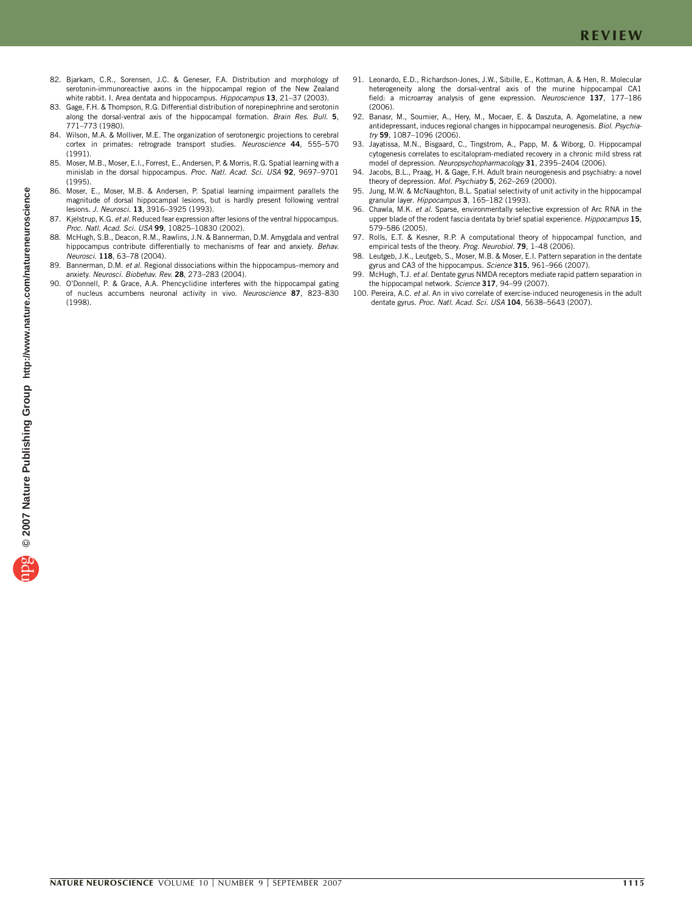82. Bjarkam, C.R., Sorensen, J.C. & Geneser, F.A. Distribution and morphology of serotonin-immunoreactive axons in the hippocampal region of the New Zealand white rabbit. I. Area dentata and hippocampus. *Hippocampus* **13**, 21–37 (2003).
83. Gage, F.H. & Thompson, R.G. Differential distribution of norepinephrine and serotonin along the dorsal-ventral axis of the hippocampal formation. *Brain Res. Bull.* **5**, 771–773 (1980).
84. Wilson, M.A. & Molliver, M.E. The organization of serotonergic projections to cerebral cortex in primates: retrograde transport studies. *Neuroscience* **44**, 555–570 (1991).
85. Moser, M.B., Moser, E.I., Forrest, E., Andersen, P. & Morris, R.G. Spatial learning with a minislab in the dorsal hippocampus. *Proc. Natl. Acad. Sci. USA* **92**, 9697–9701 (1995).
86. Moser, E., Moser, M.B. & Andersen, P. Spatial learning impairment parallels the magnitude of dorsal hippocampal lesions, but is hardly present following ventral lesions. *J. Neurosci.* **13**, 3916–3925 (1993).
87. Kjelstrup, K.G. *et al.* Reduced fear expression after lesions of the ventral hippocampus. *Proc. Natl. Acad. Sci. USA* **99**, 10825–10830 (2002).
88. McHugh, S.B., Deacon, R.M., Rawlins, J.N. & Bannerman, D.M. Amygdala and ventral hippocampus contribute differentially to mechanisms of fear and anxiety. *Behav. Neurosci.* **118**, 63–78 (2004).
89. Bannerman, D.M. *et al.* Regional dissociations within the hippocampus–memory and anxiety. *Neurosci. Biobehav. Rev.* **28**, 273–283 (2004).
90. O'Donnell, P. & Grace, A.A. Phencyclidine interferes with the hippocampal gating of nucleus accumbens neuronal activity in vivo. *Neuroscience* **87**, 823–830 (1998).
91. Leonardo, E.D., Richardson-Jones, J.W., Sibille, E., Kottman, A. & Hen, R. Molecular heterogeneity along the dorsal-ventral axis of the murine hippocampal CA1 field: a microarray analysis of gene expression. *Neuroscience* **137**, 177–186 (2006).
92. Banasr, M., Soumier, A., Hery, M., Mocaer, E. & Daszuta, A. Agomelatine, a new antidepressant, induces regional changes in hippocampal neurogenesis. *Biol. Psychiatry* **59**, 1087–1096 (2006).
93. Jayatissa, M.N., Bisgaard, C., Tingstrom, A., Papp, M. & Wiborg, O. Hippocampal cytogenesis correlates to escitalopram-mediated recovery in a chronic mild stress rat model of depression. *Neuropsychopharmacology* **31**, 2395–2404 (2006).
94. Jacobs, B.L., Praag, H. & Gage, F.H. Adult brain neurogenesis and psychiatry: a novel theory of depression. *Mol. Psychiatry* **5**, 262–269 (2000).
95. Jung, M.W. & McNaughton, B.L. Spatial selectivity of unit activity in the hippocampal granular layer. *Hippocampus* **3**, 165–182 (1993).
96. Chawla, M.K. *et al.* Sparse, environmentally selective expression of Arc RNA in the upper blade of the rodent fascia dentata by brief spatial experience. *Hippocampus* **15**, 579–586 (2005).
97. Rolls, E.T. & Kesner, R.P. A computational theory of hippocampal function, and empirical tests of the theory. *Prog. Neurobiol.* **79**, 1–48 (2006).
98. Leutgeb, J.K., Leutgeb, S., Moser, M.B. & Moser, E.I. Pattern separation in the dentate gyrus and CA3 of the hippocampus. *Science* **315**, 961–966 (2007).
99. McHugh, T.J. *et al.* Dentate gyrus NMDA receptors mediate rapid pattern separation in the hippocampal network. *Science* **317**, 94–99 (2007).
100. Pereira, A.C. *et al.* An in vivo correlate of exercise-induced neurogenesis in the adult dentate gyrus. *Proc. Natl. Acad. Sci. USA* **104**, 5638–5643 (2007).